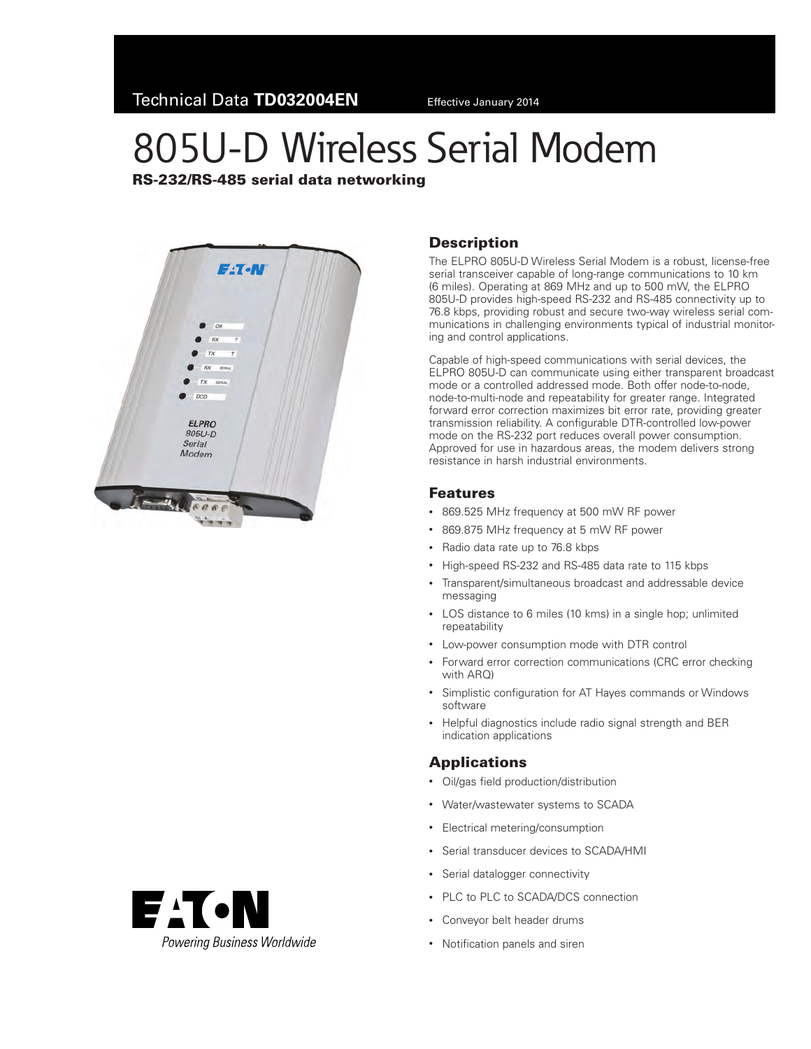Technical Data **TD032004EN** Effective January 2014

# 805U-D Wireless Serial Modem

**RS-232/RS-485 serial data networking**

## Description

The ELPRO 805U-D Wireless Serial Modem is a robust, license-free serial transceiver capable of long-range communications to 10 km (6 miles). Operating at 869 MHz and up to 500 mW, the ELPRO 805U-D provides high-speed RS-232 and RS-485 connectivity up to 76.8 kbps, providing robust and secure two-way wireless serial communications in challenging environments typical of industrial monitoring and control applications.

Capable of high-speed communications with serial devices, the ELPRO 805U-D can communicate using either transparent broadcast mode or a controlled addressed mode. Both offer node-to-node, node-to-multi-node and repeatability for greater range. Integrated forward error correction maximizes bit error rate, providing greater transmission reliability. A configurable DTR-controlled low-power mode on the RS-232 port reduces overall power consumption. Approved for use in hazardous areas, the modem delivers strong resistance in harsh industrial environments.

## Features

- 869.525 MHz frequency at 500 mW RF power
- 869.875 MHz frequency at 5 mW RF power
- Radio data rate up to 76.8 kbps
- High-speed RS-232 and RS-485 data rate to 115 kbps
- Transparent/simultaneous broadcast and addressable device messaging
- LOS distance to 6 miles (10 kms) in a single hop; unlimited repeatability
- Low-power consumption mode with DTR control
- Forward error correction communications (CRC error checking with ARQ)
- Simplistic configuration for AT Hayes commands or Windows software
- Helpful diagnostics include radio signal strength and BER indication applications

## Applications

- Oil/gas field production/distribution
- Water/wastewater systems to SCADA
- Electrical metering/consumption
- Serial transducer devices to SCADA/HMI
- Serial datalogger connectivity
- PLC to PLC to SCADA/DCS connection
- Conveyor belt header drums
- Notification panels and siren

EATON
*Powering Business Worldwide*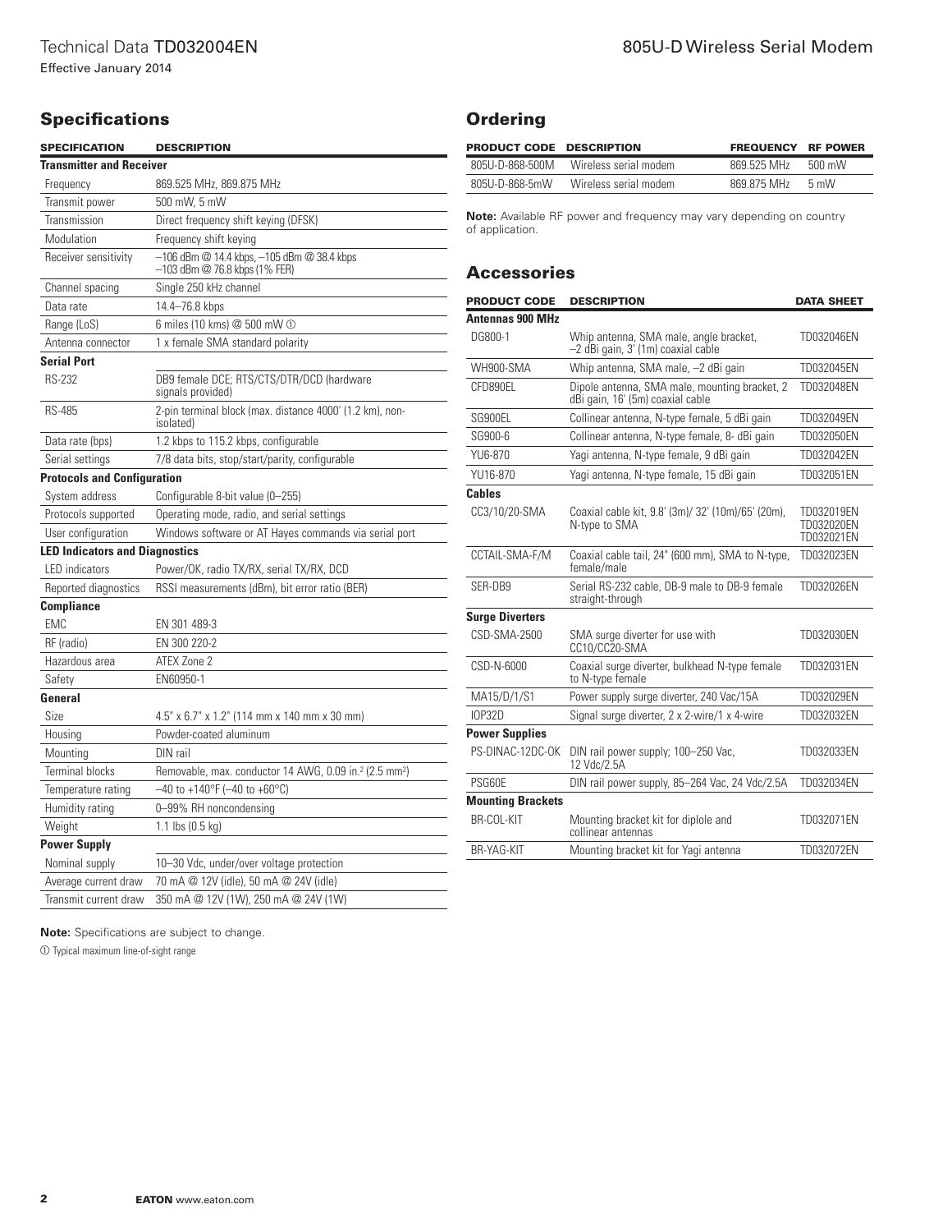## Specifications

| SPECIFICATION | DESCRIPTION |
|---|---|
| **Transmitter and Receiver** | |
| Frequency | 869.525 MHz, 869.875 MHz |
| Transmit power | 500 mW, 5 mW |
| Transmission | Direct frequency shift keying (DFSK) |
| Modulation | Frequency shift keying |
| Receiver sensitivity | –106 dBm @ 14.4 kbps, –105 dBm @ 38.4 kbps –103 dBm @ 76.8 kbps (1% FER) |
| Channel spacing | Single 250 kHz channel |
| Data rate | 14.4–76.8 kbps |
| Range (LoS) | 6 miles (10 kms) @ 500 mW ① |
| Antenna connector | 1 x female SMA standard polarity |
| **Serial Port** | |
| RS-232 | DB9 female DCE; RTS/CTS/DTR/DCD (hardware signals provided) |
| RS-485 | 2-pin terminal block (max. distance 4000' (1.2 km), non-isolated) |
| Data rate (bps) | 1.2 kbps to 115.2 kbps, configurable |
| Serial settings | 7/8 data bits, stop/start/parity, configurable |
| **Protocols and Configuration** | |
| System address | Configurable 8-bit value (0–255) |
| Protocols supported | Operating mode, radio, and serial settings |
| User configuration | Windows software or AT Hayes commands via serial port |
| **LED Indicators and Diagnostics** | |
| LED indicators | Power/OK, radio TX/RX, serial TX/RX, DCD |
| Reported diagnostics | RSSI measurements (dBm), bit error ratio (BER) |
| **Compliance** | |
| EMC | EN 301 489-3 |
| RF (radio) | EN 300 220-2 |
| Hazardous area | ATEX Zone 2 |
| Safety | EN60950-1 |
| **General** | |
| Size | 4.5" x 6.7" x 1.2" (114 mm x 140 mm x 30 mm) |
| Housing | Powder-coated aluminum |
| Mounting | DIN rail |
| Terminal blocks | Removable, max. conductor 14 AWG, 0.09 in.$^2$ (2.5 mm$^2$) |
| Temperature rating | –40 to +140°F (–40 to +60°C) |
| Humidity rating | 0–99% RH noncondensing |
| Weight | 1.1 lbs (0.5 kg) |
| **Power Supply** | |
| Nominal supply | 10–30 Vdc, under/over voltage protection |
| Average current draw | 70 mA @ 12V (idle), 50 mA @ 24V (idle) |
| Transmit current draw | 350 mA @ 12V (1W), 250 mA @ 24V (1W) |

**Note:** Specifications are subject to change.

① Typical maximum line-of-sight range

## Ordering

| PRODUCT CODE | DESCRIPTION | FREQUENCY | RF POWER |
|---|---|---|---|
| 805U-D-868-500M | Wireless serial modem | 869.525 MHz | 500 mW |
| 805U-D-868-5mW | Wireless serial modem | 869.875 MHz | 5 mW |

**Note:** Available RF power and frequency may vary depending on country of application.

## Accessories

| PRODUCT CODE | DESCRIPTION | DATA SHEET |
|---|---|---|
| **Antennas 900 MHz** | | |
| DG800-1 | Whip antenna, SMA male, angle bracket, –2 dBi gain, 3' (1m) coaxial cable | TD032046EN |
| WH900-SMA | Whip antenna, SMA male, –2 dBi gain | TD032045EN |
| CFD890EL | Dipole antenna, SMA male, mounting bracket, 2 dBi gain, 16' (5m) coaxial cable | TD032048EN |
| SG900EL | Collinear antenna, N-type female, 5 dBi gain | TD032049EN |
| SG900-6 | Collinear antenna, N-type female, 8- dBi gain | TD032050EN |
| YU6-870 | Yagi antenna, N-type female, 9 dBi gain | TD032042EN |
| YU16-870 | Yagi antenna, N-type female, 15 dBi gain | TD032051EN |
| **Cables** | | |
| CC3/10/20-SMA | Coaxial cable kit, 9.8' (3m)/ 32' (10m)/65' (20m), N-type to SMA | TD032019EN TD032020EN TD032021EN |
| CCTAIL-SMA-F/M | Coaxial cable tail, 24" (600 mm), SMA to N-type, female/male | TD032023EN |
| SER-DB9 | Serial RS-232 cable, DB-9 male to DB-9 female straight-through | TD032026EN |
| **Surge Diverters** | | |
| CSD-SMA-2500 | SMA surge diverter for use with CC10/CC20-SMA | TD032030EN |
| CSD-N-6000 | Coaxial surge diverter, bulkhead N-type female to N-type female | TD032031EN |
| MA15/D/1/S1 | Power supply surge diverter, 240 Vac/15A | TD032029EN |
| IOP32D | Signal surge diverter, 2 x 2-wire/1 x 4-wire | TD032032EN |
| **Power Supplies** | | |
| PS-DINAC-12DC-OK | DIN rail power supply; 100–250 Vac, 12 Vdc/2.5A | TD032033EN |
| PSG60E | DIN rail power supply, 85–264 Vac, 24 Vdc/2.5A | TD032034EN |
| **Mounting Brackets** | | |
| BR-COL-KIT | Mounting bracket kit for diplole and collinear antennas | TD032071EN |
| BR-YAG-KIT | Mounting bracket kit for Yagi antenna | TD032072EN |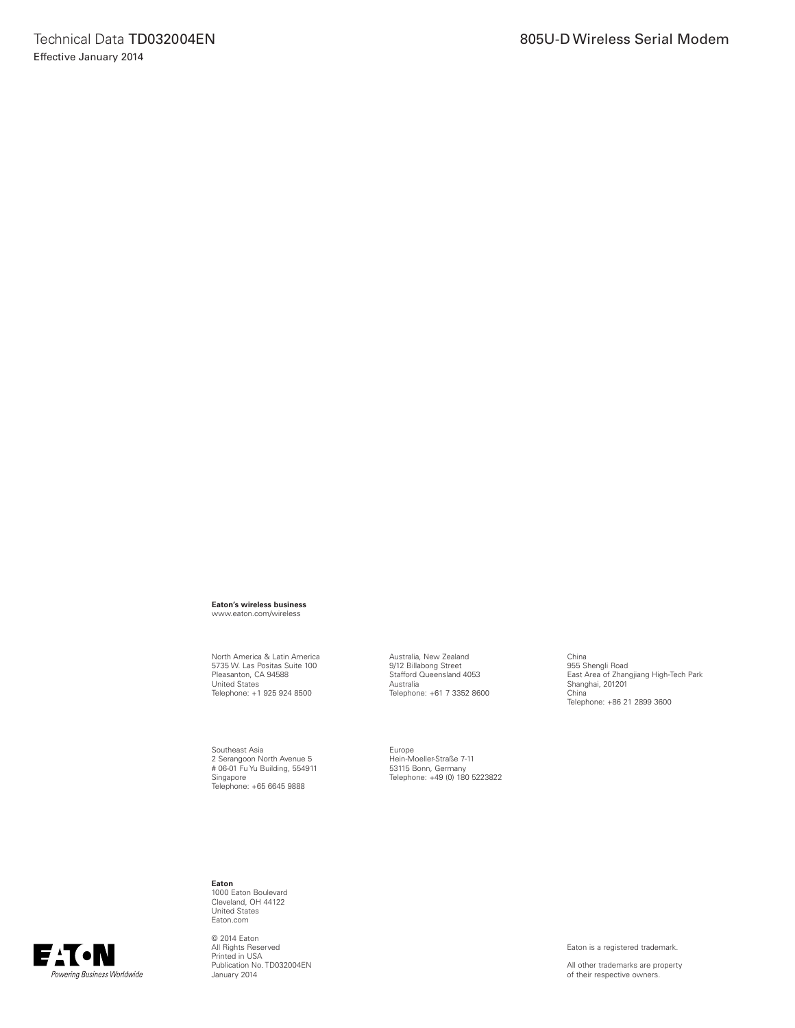**Eaton's wireless business**
www.eaton.com/wireless

North America & Latin America
5735 W. Las Positas Suite 100
Pleasanton, CA 94588
United States
Telephone: +1 925 924 8500

Australia, New Zealand
9/12 Billabong Street
Stafford Queensland 4053
Australia
Telephone: +61 7 3352 8600

China
955 Shengli Road
East Area of Zhangjiang High-Tech Park
Shanghai, 201201
China
Telephone: +86 21 2899 3600

Southeast Asia
2 Serangoon North Avenue 5
# 06-01 Fu Yu Building, 554911
Singapore
Telephone: +65 6645 9888

Europe
Hein-Moeller-Straße 7-11
53115 Bonn, Germany
Telephone: +49 (0) 180 5223822

**Eaton**
1000 Eaton Boulevard
Cleveland, OH 44122
United States
Eaton.com

© 2014 Eaton
All Rights Reserved
Printed in USA
Publication No. TD032004EN
January 2014

EATON
*Powering Business Worldwide*

Eaton is a registered trademark.

All other trademarks are property of their respective owners.